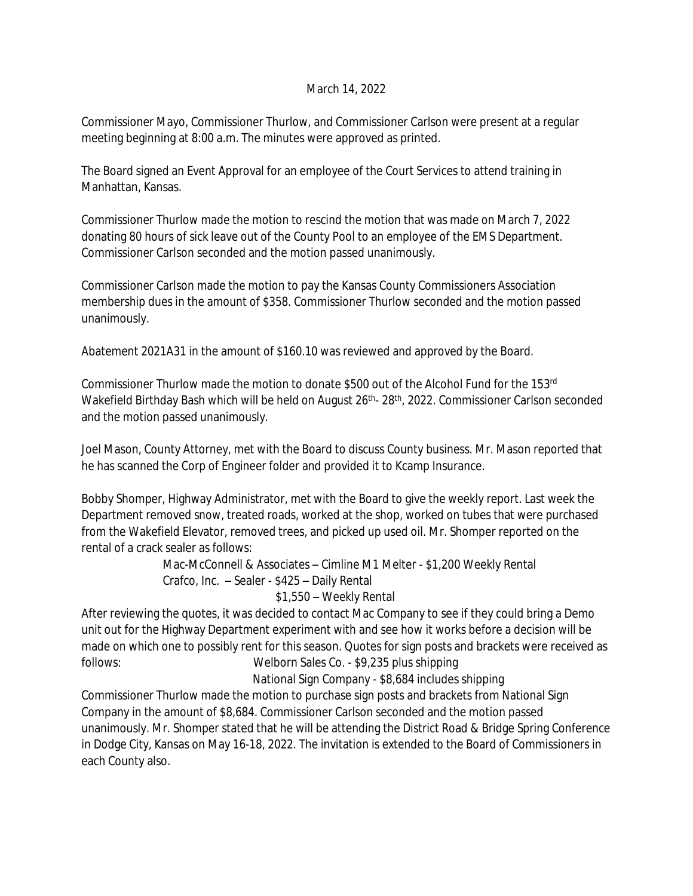March 14, 2022

Commissioner Mayo, Commissioner Thurlow, and Commissioner Carlson were present at a regular meeting beginning at 8:00 a.m. The minutes were approved as printed.

The Board signed an Event Approval for an employee of the Court Services to attend training in Manhattan, Kansas.

Commissioner Thurlow made the motion to rescind the motion that was made on March 7, 2022 donating 80 hours of sick leave out of the County Pool to an employee of the EMS Department. Commissioner Carlson seconded and the motion passed unanimously.

Commissioner Carlson made the motion to pay the Kansas County Commissioners Association membership dues in the amount of $358. Commissioner Thurlow seconded and the motion passed unanimously.

Abatement 2021A31 in the amount of $160.10 was reviewed and approved by the Board.

Commissioner Thurlow made the motion to donate $500 out of the Alcohol Fund for the 153rd Wakefield Birthday Bash which will be held on August 26th- 28th, 2022. Commissioner Carlson seconded and the motion passed unanimously.

Joel Mason, County Attorney, met with the Board to discuss County business. Mr. Mason reported that he has scanned the Corp of Engineer folder and provided it to Kcamp Insurance.

Bobby Shomper, Highway Administrator, met with the Board to give the weekly report. Last week the Department removed snow, treated roads, worked at the shop, worked on tubes that were purchased from the Wakefield Elevator, removed trees, and picked up used oil. Mr. Shomper reported on the rental of a crack sealer as follows:

Mac-McConnell & Associates – Cimline M1 Melter - $1,200 Weekly Rental
Crafco, Inc. – Sealer - $425 – Daily Rental
$1,550 – Weekly Rental

After reviewing the quotes, it was decided to contact Mac Company to see if they could bring a Demo unit out for the Highway Department experiment with and see how it works before a decision will be made on which one to possibly rent for this season. Quotes for sign posts and brackets were received as follows:

Welborn Sales Co. - $9,235 plus shipping
National Sign Company - $8,684 includes shipping

Commissioner Thurlow made the motion to purchase sign posts and brackets from National Sign Company in the amount of $8,684. Commissioner Carlson seconded and the motion passed unanimously. Mr. Shomper stated that he will be attending the District Road & Bridge Spring Conference in Dodge City, Kansas on May 16-18, 2022. The invitation is extended to the Board of Commissioners in each County also.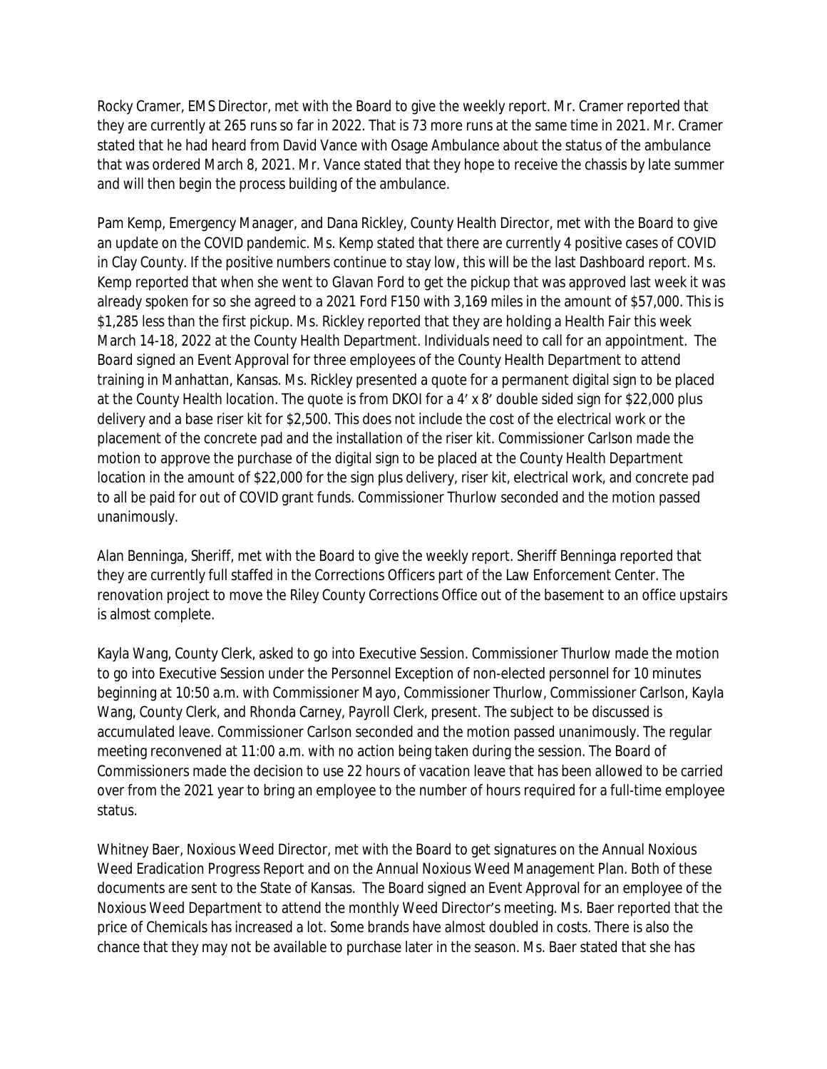Rocky Cramer, EMS Director, met with the Board to give the weekly report. Mr. Cramer reported that they are currently at 265 runs so far in 2022. That is 73 more runs at the same time in 2021. Mr. Cramer stated that he had heard from David Vance with Osage Ambulance about the status of the ambulance that was ordered March 8, 2021. Mr. Vance stated that they hope to receive the chassis by late summer and will then begin the process building of the ambulance.

Pam Kemp, Emergency Manager, and Dana Rickley, County Health Director, met with the Board to give an update on the COVID pandemic. Ms. Kemp stated that there are currently 4 positive cases of COVID in Clay County. If the positive numbers continue to stay low, this will be the last Dashboard report. Ms. Kemp reported that when she went to Glavan Ford to get the pickup that was approved last week it was already spoken for so she agreed to a 2021 Ford F150 with 3,169 miles in the amount of $57,000. This is $1,285 less than the first pickup. Ms. Rickley reported that they are holding a Health Fair this week March 14-18, 2022 at the County Health Department. Individuals need to call for an appointment. The Board signed an Event Approval for three employees of the County Health Department to attend training in Manhattan, Kansas. Ms. Rickley presented a quote for a permanent digital sign to be placed at the County Health location. The quote is from DKOI for a 4' x 8' double sided sign for $22,000 plus delivery and a base riser kit for $2,500. This does not include the cost of the electrical work or the placement of the concrete pad and the installation of the riser kit. Commissioner Carlson made the motion to approve the purchase of the digital sign to be placed at the County Health Department location in the amount of $22,000 for the sign plus delivery, riser kit, electrical work, and concrete pad to all be paid for out of COVID grant funds. Commissioner Thurlow seconded and the motion passed unanimously.

Alan Benninga, Sheriff, met with the Board to give the weekly report. Sheriff Benninga reported that they are currently full staffed in the Corrections Officers part of the Law Enforcement Center. The renovation project to move the Riley County Corrections Office out of the basement to an office upstairs is almost complete.

Kayla Wang, County Clerk, asked to go into Executive Session. Commissioner Thurlow made the motion to go into Executive Session under the Personnel Exception of non-elected personnel for 10 minutes beginning at 10:50 a.m. with Commissioner Mayo, Commissioner Thurlow, Commissioner Carlson, Kayla Wang, County Clerk, and Rhonda Carney, Payroll Clerk, present. The subject to be discussed is accumulated leave. Commissioner Carlson seconded and the motion passed unanimously. The regular meeting reconvened at 11:00 a.m. with no action being taken during the session. The Board of Commissioners made the decision to use 22 hours of vacation leave that has been allowed to be carried over from the 2021 year to bring an employee to the number of hours required for a full-time employee status.

Whitney Baer, Noxious Weed Director, met with the Board to get signatures on the Annual Noxious Weed Eradication Progress Report and on the Annual Noxious Weed Management Plan. Both of these documents are sent to the State of Kansas. The Board signed an Event Approval for an employee of the Noxious Weed Department to attend the monthly Weed Director's meeting. Ms. Baer reported that the price of Chemicals has increased a lot. Some brands have almost doubled in costs. There is also the chance that they may not be available to purchase later in the season. Ms. Baer stated that she has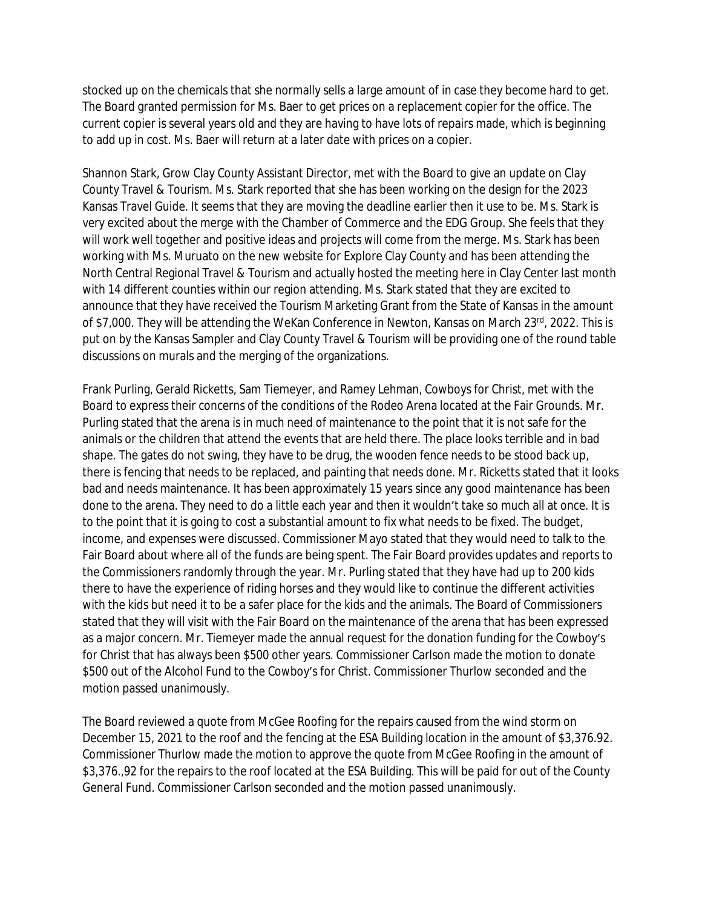stocked up on the chemicals that she normally sells a large amount of in case they become hard to get. The Board granted permission for Ms. Baer to get prices on a replacement copier for the office. The current copier is several years old and they are having to have lots of repairs made, which is beginning to add up in cost. Ms. Baer will return at a later date with prices on a copier.

Shannon Stark, Grow Clay County Assistant Director, met with the Board to give an update on Clay County Travel & Tourism. Ms. Stark reported that she has been working on the design for the 2023 Kansas Travel Guide. It seems that they are moving the deadline earlier then it use to be. Ms. Stark is very excited about the merge with the Chamber of Commerce and the EDG Group. She feels that they will work well together and positive ideas and projects will come from the merge. Ms. Stark has been working with Ms. Muruato on the new website for Explore Clay County and has been attending the North Central Regional Travel & Tourism and actually hosted the meeting here in Clay Center last month with 14 different counties within our region attending. Ms. Stark stated that they are excited to announce that they have received the Tourism Marketing Grant from the State of Kansas in the amount of $7,000. They will be attending the WeKan Conference in Newton, Kansas on March 23rd, 2022. This is put on by the Kansas Sampler and Clay County Travel & Tourism will be providing one of the round table discussions on murals and the merging of the organizations.

Frank Purling, Gerald Ricketts, Sam Tiemeyer, and Ramey Lehman, Cowboys for Christ, met with the Board to express their concerns of the conditions of the Rodeo Arena located at the Fair Grounds. Mr. Purling stated that the arena is in much need of maintenance to the point that it is not safe for the animals or the children that attend the events that are held there. The place looks terrible and in bad shape. The gates do not swing, they have to be drug, the wooden fence needs to be stood back up, there is fencing that needs to be replaced, and painting that needs done. Mr. Ricketts stated that it looks bad and needs maintenance. It has been approximately 15 years since any good maintenance has been done to the arena. They need to do a little each year and then it wouldn't take so much all at once. It is to the point that it is going to cost a substantial amount to fix what needs to be fixed. The budget, income, and expenses were discussed. Commissioner Mayo stated that they would need to talk to the Fair Board about where all of the funds are being spent. The Fair Board provides updates and reports to the Commissioners randomly through the year. Mr. Purling stated that they have had up to 200 kids there to have the experience of riding horses and they would like to continue the different activities with the kids but need it to be a safer place for the kids and the animals. The Board of Commissioners stated that they will visit with the Fair Board on the maintenance of the arena that has been expressed as a major concern. Mr. Tiemeyer made the annual request for the donation funding for the Cowboy's for Christ that has always been $500 other years. Commissioner Carlson made the motion to donate $500 out of the Alcohol Fund to the Cowboy's for Christ. Commissioner Thurlow seconded and the motion passed unanimously.

The Board reviewed a quote from McGee Roofing for the repairs caused from the wind storm on December 15, 2021 to the roof and the fencing at the ESA Building location in the amount of $3,376.92. Commissioner Thurlow made the motion to approve the quote from McGee Roofing in the amount of $3,376.,92 for the repairs to the roof located at the ESA Building. This will be paid for out of the County General Fund. Commissioner Carlson seconded and the motion passed unanimously.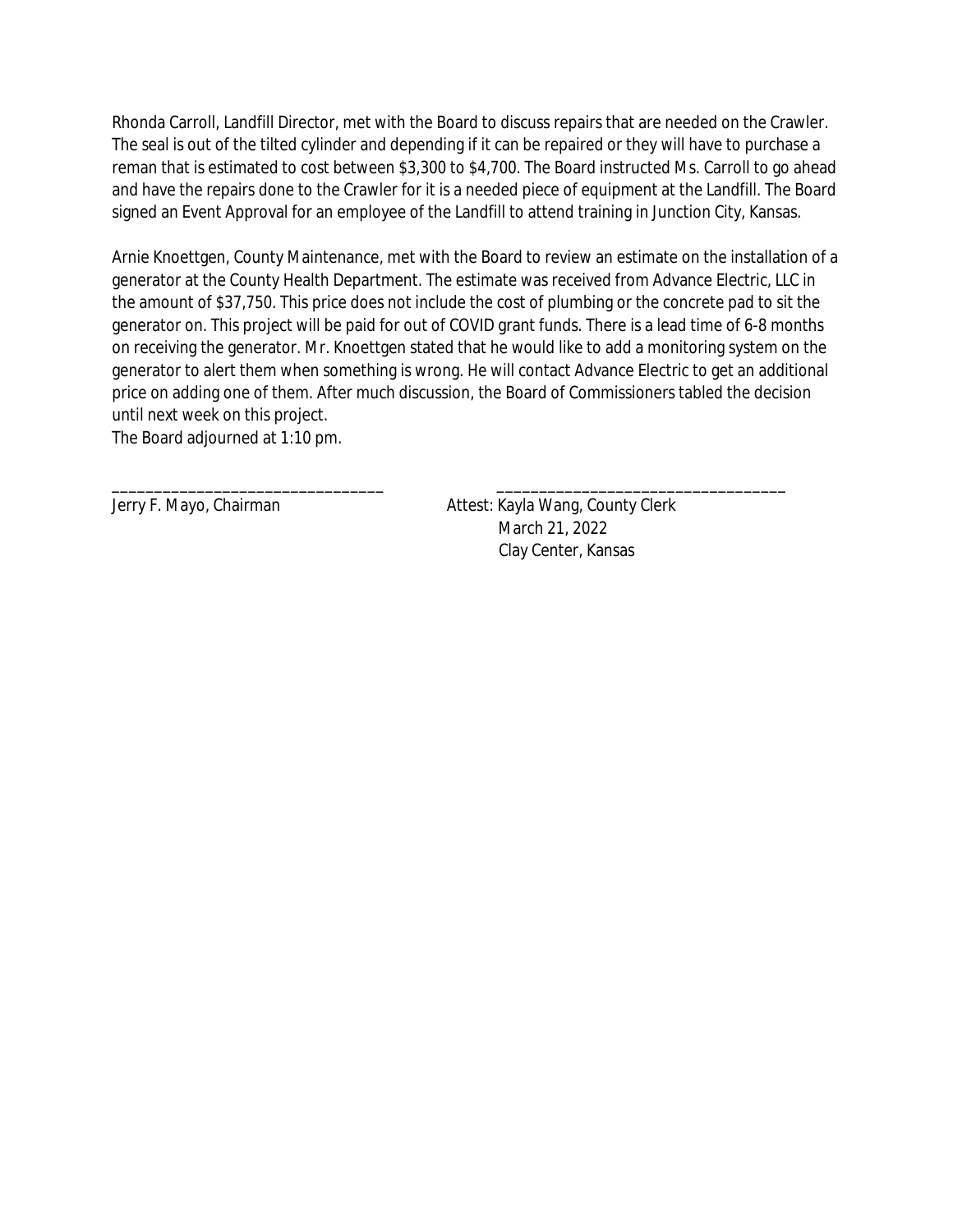Rhonda Carroll, Landfill Director, met with the Board to discuss repairs that are needed on the Crawler. The seal is out of the tilted cylinder and depending if it can be repaired or they will have to purchase a reman that is estimated to cost between $3,300 to $4,700. The Board instructed Ms. Carroll to go ahead and have the repairs done to the Crawler for it is a needed piece of equipment at the Landfill. The Board signed an Event Approval for an employee of the Landfill to attend training in Junction City, Kansas.

Arnie Knoettgen, County Maintenance, met with the Board to review an estimate on the installation of a generator at the County Health Department. The estimate was received from Advance Electric, LLC in the amount of $37,750. This price does not include the cost of plumbing or the concrete pad to sit the generator on. This project will be paid for out of COVID grant funds. There is a lead time of 6-8 months on receiving the generator. Mr. Knoettgen stated that he would like to add a monitoring system on the generator to alert them when something is wrong. He will contact Advance Electric to get an additional price on adding one of them. After much discussion, the Board of Commissioners tabled the decision until next week on this project.

The Board adjourned at 1:10 pm.

_______________________________ _________________________________

Jerry F. Mayo, Chairman

Attest: Kayla Wang, County Clerk

March 21, 2022

Clay Center, Kansas